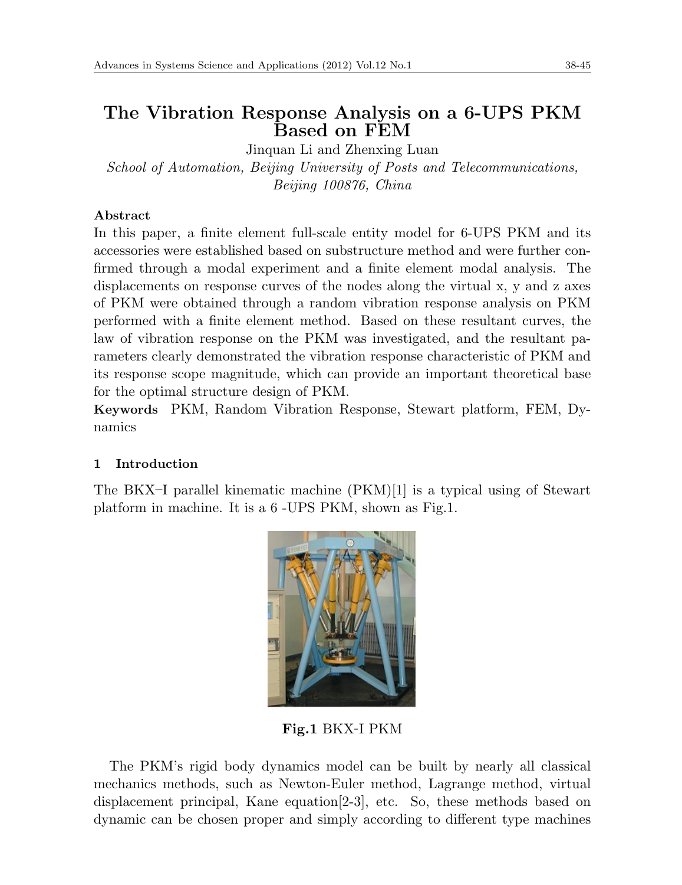# The Vibration Response Analysis on a 6-UPS PKM Based on FEM

Jinquan Li and Zhenxing Luan

*School of Automation, Beijing University of Posts and Telecommunications, Beijing 100876, China*

**Abstract**

In this paper, a finite element full-scale entity model for 6-UPS PKM and its accessories were established based on substructure method and were further confirmed through a modal experiment and a finite element modal analysis. The displacements on response curves of the nodes along the virtual x, y and z axes of PKM were obtained through a random vibration response analysis on PKM performed with a finite element method. Based on these resultant curves, the law of vibration response on the PKM was investigated, and the resultant parameters clearly demonstrated the vibration response characteristic of PKM and its response scope magnitude, which can provide an important theoretical base for the optimal structure design of PKM.

**Keywords** PKM, Random Vibration Response, Stewart platform, FEM, Dynamics

## 1 Introduction

The BKX–I parallel kinematic machine (PKM)[1] is a typical using of Stewart platform in machine. It is a 6 -UPS PKM, shown as Fig.1.

**Fig.1** BKX-I PKM

The PKM's rigid body dynamics model can be built by nearly all classical mechanics methods, such as Newton-Euler method, Lagrange method, virtual displacement principal, Kane equation[2-3], etc. So, these methods based on dynamic can be chosen proper and simply according to different type machines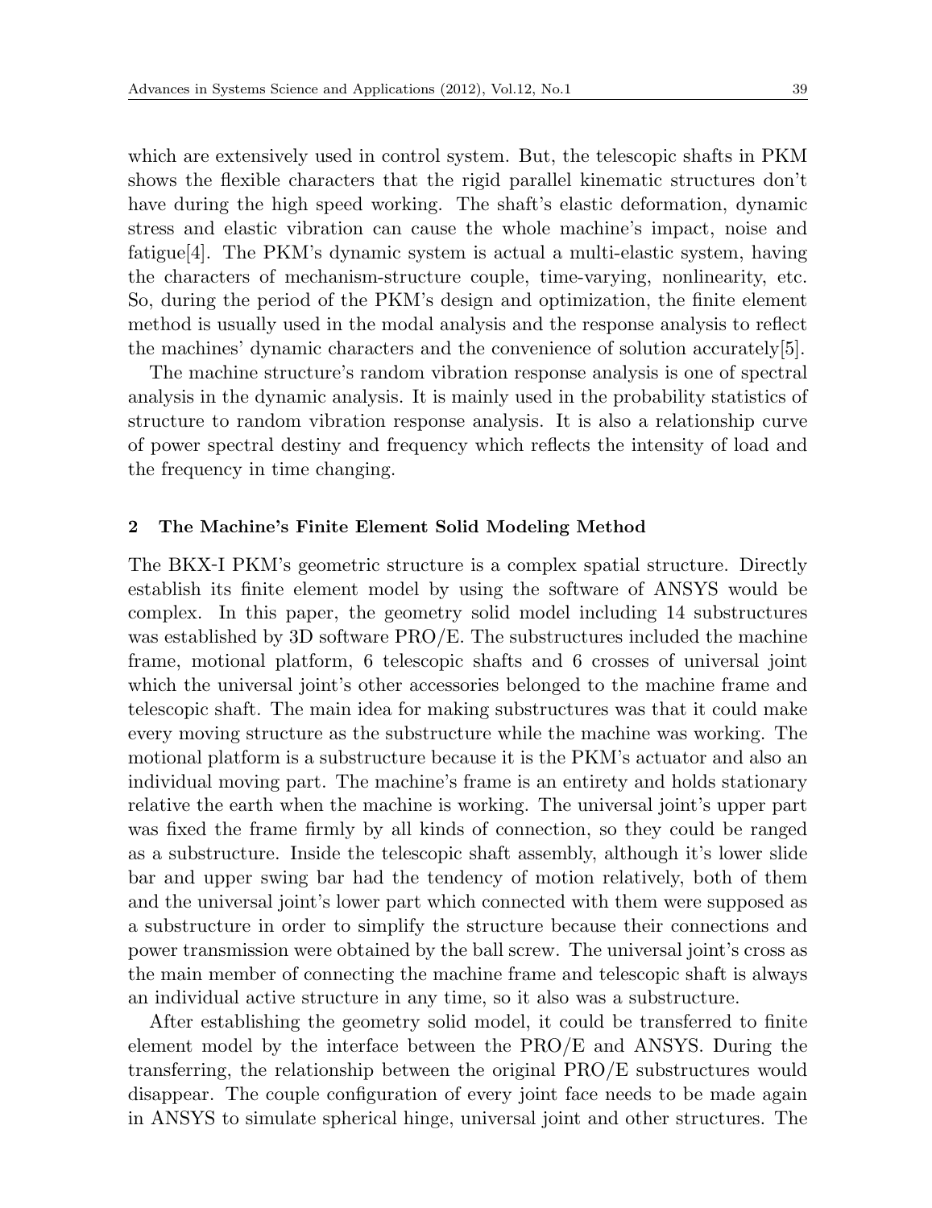which are extensively used in control system. But, the telescopic shafts in PKM shows the flexible characters that the rigid parallel kinematic structures don't have during the high speed working. The shaft's elastic deformation, dynamic stress and elastic vibration can cause the whole machine's impact, noise and fatigue[4]. The PKM's dynamic system is actual a multi-elastic system, having the characters of mechanism-structure couple, time-varying, nonlinearity, etc. So, during the period of the PKM's design and optimization, the finite element method is usually used in the modal analysis and the response analysis to reflect the machines' dynamic characters and the convenience of solution accurately[5].

The machine structure's random vibration response analysis is one of spectral analysis in the dynamic analysis. It is mainly used in the probability statistics of structure to random vibration response analysis. It is also a relationship curve of power spectral destiny and frequency which reflects the intensity of load and the frequency in time changing.

## 2 The Machine's Finite Element Solid Modeling Method

The BKX-I PKM's geometric structure is a complex spatial structure. Directly establish its finite element model by using the software of ANSYS would be complex. In this paper, the geometry solid model including 14 substructures was established by 3D software PRO/E. The substructures included the machine frame, motional platform, 6 telescopic shafts and 6 crosses of universal joint which the universal joint's other accessories belonged to the machine frame and telescopic shaft. The main idea for making substructures was that it could make every moving structure as the substructure while the machine was working. The motional platform is a substructure because it is the PKM's actuator and also an individual moving part. The machine's frame is an entirety and holds stationary relative the earth when the machine is working. The universal joint's upper part was fixed the frame firmly by all kinds of connection, so they could be ranged as a substructure. Inside the telescopic shaft assembly, although it's lower slide bar and upper swing bar had the tendency of motion relatively, both of them and the universal joint's lower part which connected with them were supposed as a substructure in order to simplify the structure because their connections and power transmission were obtained by the ball screw. The universal joint's cross as the main member of connecting the machine frame and telescopic shaft is always an individual active structure in any time, so it also was a substructure.

After establishing the geometry solid model, it could be transferred to finite element model by the interface between the PRO/E and ANSYS. During the transferring, the relationship between the original PRO/E substructures would disappear. The couple configuration of every joint face needs to be made again in ANSYS to simulate spherical hinge, universal joint and other structures. The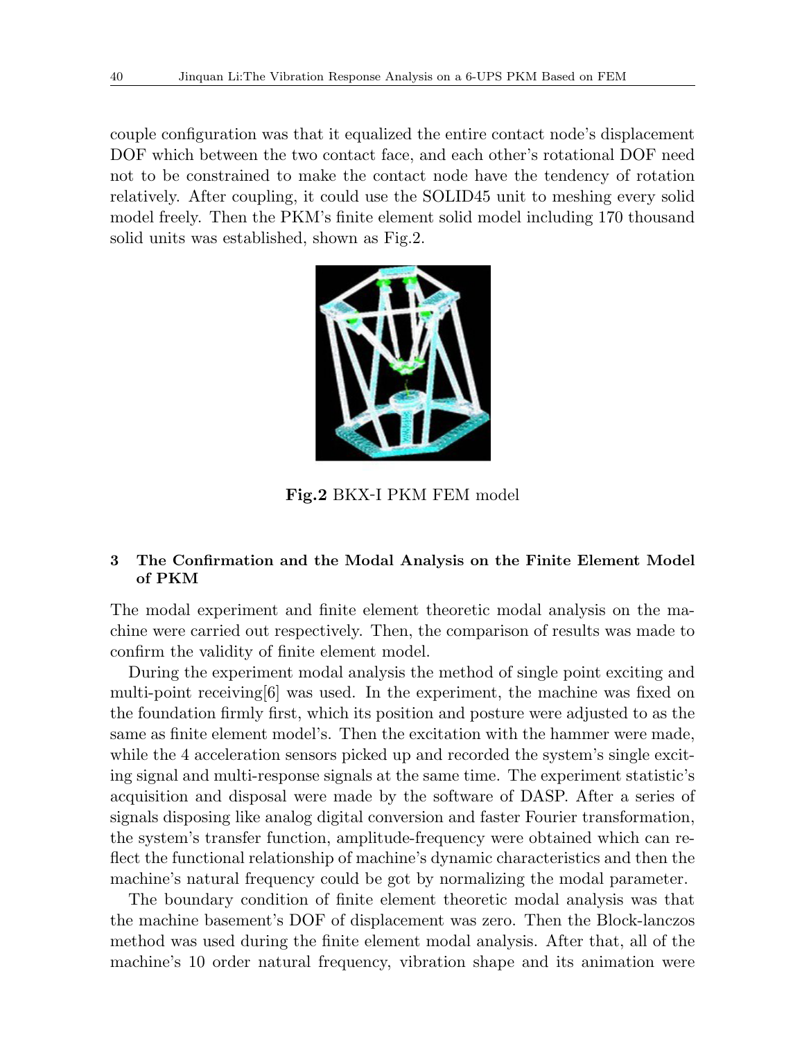couple configuration was that it equalized the entire contact node's displacement DOF which between the two contact face, and each other's rotational DOF need not to be constrained to make the contact node have the tendency of rotation relatively. After coupling, it could use the SOLID45 unit to meshing every solid model freely. Then the PKM's finite element solid model including 170 thousand solid units was established, shown as Fig.2.

**Fig.2** BKX-I PKM FEM model

## 3 The Confirmation and the Modal Analysis on the Finite Element Model of PKM

The modal experiment and finite element theoretic modal analysis on the machine were carried out respectively. Then, the comparison of results was made to confirm the validity of finite element model.

During the experiment modal analysis the method of single point exciting and multi-point receiving[6] was used. In the experiment, the machine was fixed on the foundation firmly first, which its position and posture were adjusted to as the same as finite element model's. Then the excitation with the hammer were made, while the 4 acceleration sensors picked up and recorded the system's single exciting signal and multi-response signals at the same time. The experiment statistic's acquisition and disposal were made by the software of DASP. After a series of signals disposing like analog digital conversion and faster Fourier transformation, the system's transfer function, amplitude-frequency were obtained which can reflect the functional relationship of machine's dynamic characteristics and then the machine's natural frequency could be got by normalizing the modal parameter.

The boundary condition of finite element theoretic modal analysis was that the machine basement's DOF of displacement was zero. Then the Block-lanczos method was used during the finite element modal analysis. After that, all of the machine's 10 order natural frequency, vibration shape and its animation were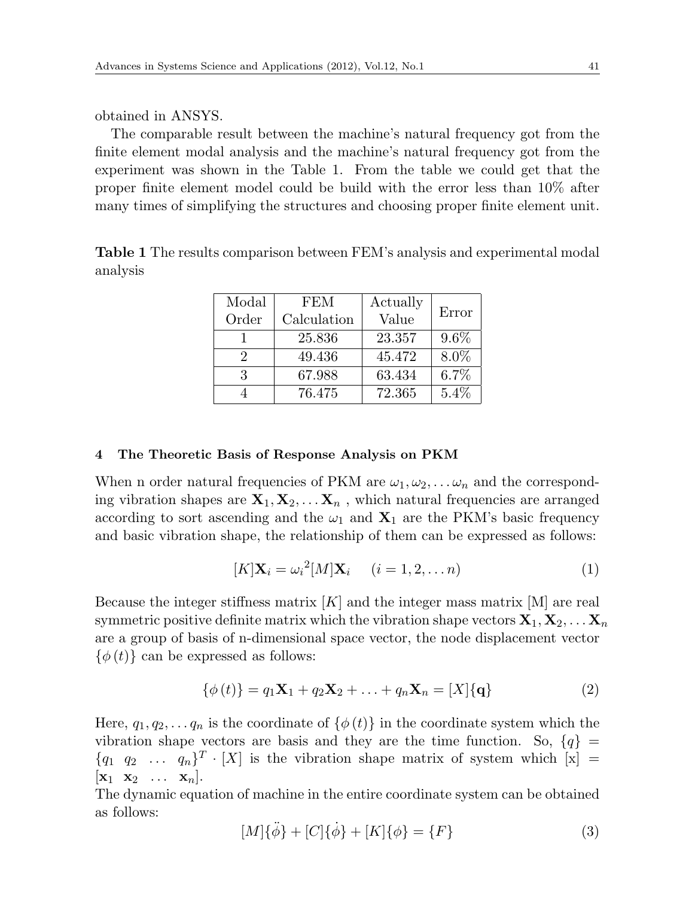obtained in ANSYS.

The comparable result between the machine's natural frequency got from the finite element modal analysis and the machine's natural frequency got from the experiment was shown in the Table 1. From the table we could get that the proper finite element model could be build with the error less than 10% after many times of simplifying the structures and choosing proper finite element unit.

**Table 1** The results comparison between FEM's analysis and experimental modal analysis

| Modal Order | FEM Calculation | Actually Value | Error |
|---|---|---|---|
| 1 | 25.836 | 23.357 | 9.6% |
| 2 | 49.436 | 45.472 | 8.0% |
| 3 | 67.988 | 63.434 | 6.7% |
| 4 | 76.475 | 72.365 | 5.4% |

#### 4 The Theoretic Basis of Response Analysis on PKM

When n order natural frequencies of PKM are $\omega_1, \omega_2, \ldots \omega_n$ and the corresponding vibration shapes are $\mathbf{X}_1, \mathbf{X}_2, \ldots \mathbf{X}_n$ , which natural frequencies are arranged according to sort ascending and the $\omega_1$ and $\mathbf{X}_1$ are the PKM's basic frequency and basic vibration shape, the relationship of them can be expressed as follows:

$$[K]\mathbf{X}_i = {\omega_i}^2[M]\mathbf{X}_i \quad (i = 1, 2, \ldots n) \tag{1}$$

Because the integer stiffness matrix $[K]$ and the integer mass matrix [M] are real symmetric positive definite matrix which the vibration shape vectors $\mathbf{X}_1, \mathbf{X}_2, \ldots \mathbf{X}_n$ are a group of basis of n-dimensional space vector, the node displacement vector $\{\phi(t)\}$ can be expressed as follows:

$$\{\phi(t)\} = q_1\mathbf{X}_1 + q_2\mathbf{X}_2 + \ldots + q_n\mathbf{X}_n = [X]\{\mathbf{q}\} \tag{2}$$

Here, $q_1, q_2, \ldots q_n$ is the coordinate of $\{\phi(t)\}$ in the coordinate system which the vibration shape vectors are basis and they are the time function. So, $\{q\} = \{q_1 \;\; q_2 \;\; \ldots \;\; q_n\}^T \cdot [X]$ is the vibration shape matrix of system which [x] $= [\mathbf{x}_1 \;\; \mathbf{x}_2 \;\; \ldots \;\; \mathbf{x}_n]$.

The dynamic equation of machine in the entire coordinate system can be obtained as follows:

$$[M]\{\ddot{\phi}\} + [C]\{\dot{\phi}\} + [K]\{\phi\} = \{F\} \tag{3}$$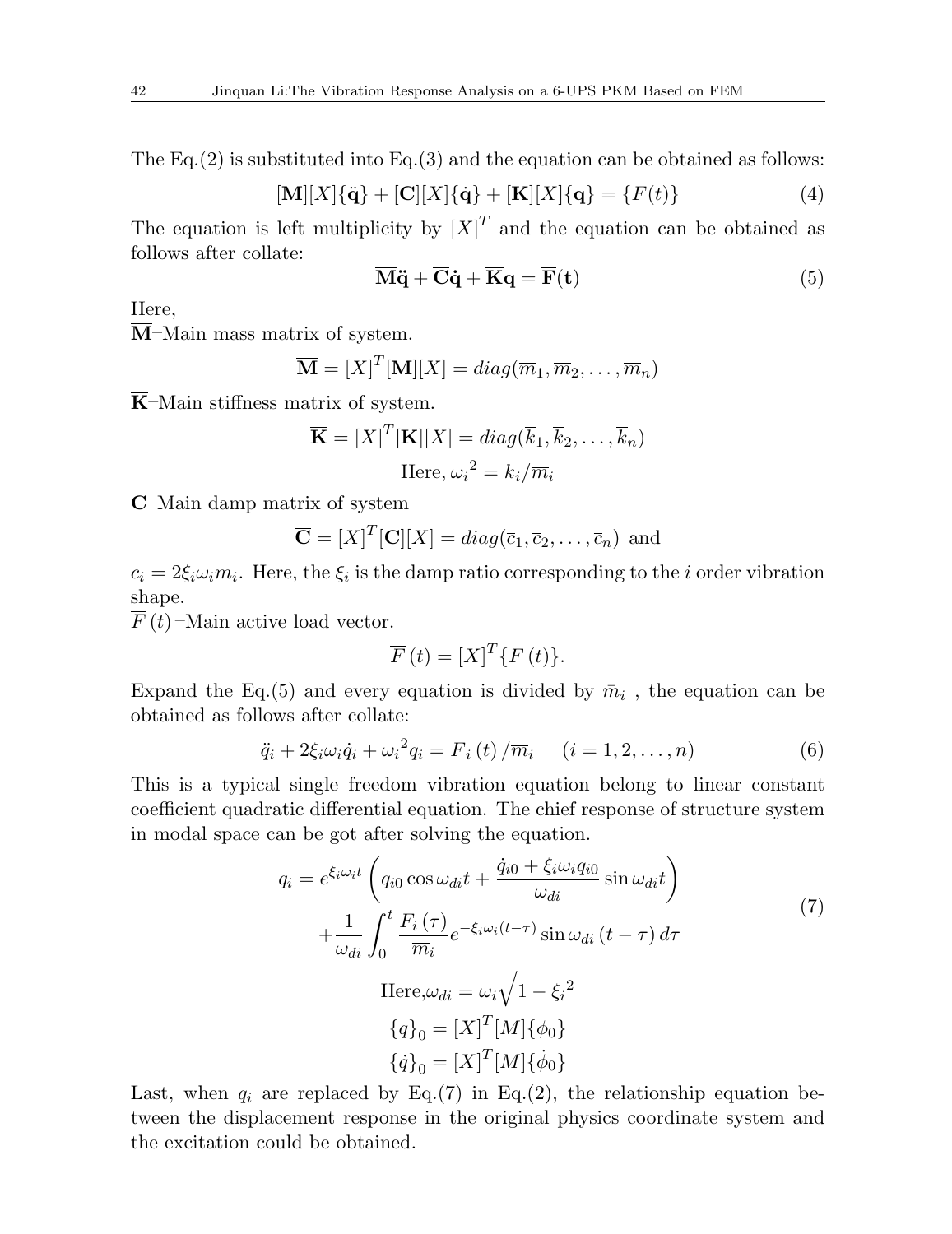The Eq.(2) is substituted into Eq.(3) and the equation can be obtained as follows:

$$[\mathbf{M}][X]\{\ddot{\mathbf{q}}\} + [\mathbf{C}][X]\{\dot{\mathbf{q}}\} + [\mathbf{K}][X]\{\mathbf{q}\} = \{F(t)\} \tag{4}$$

The equation is left multiplicity by $[X]^T$ and the equation can be obtained as follows after collate:

$$\overline{\mathbf{M}}\ddot{\mathbf{q}} + \overline{\mathbf{C}}\dot{\mathbf{q}} + \overline{\mathbf{K}}\mathbf{q} = \overline{\mathbf{F}}(\mathbf{t}) \tag{5}$$

Here,

$\overline{\mathbf{M}}$–Main mass matrix of system.

$$\overline{\mathbf{M}} = [X]^T[\mathbf{M}][X] = diag(\overline{m}_1, \overline{m}_2, \ldots, \overline{m}_n)$$

$\overline{\mathbf{K}}$–Main stiffness matrix of system.

$$\overline{\mathbf{K}} = [X]^T[\mathbf{K}][X] = diag(\overline{k}_1, \overline{k}_2, \ldots, \overline{k}_n)$$

$$\text{Here, } {\omega_i}^2 = \overline{k}_i/\overline{m}_i$$

$\overline{\mathbf{C}}$–Main damp matrix of system

$$\overline{\mathbf{C}} = [X]^T[\mathbf{C}][X] = diag(\overline{c}_1, \overline{c}_2, \ldots, \overline{c}_n) \text{ and}$$

$\overline{c}_i = 2\xi_i\omega_i\overline{m}_i$. Here, the $\xi_i$ is the damp ratio corresponding to the $i$ order vibration shape.

$\overline{F}(t)$–Main active load vector.

$$\overline{F}(t) = [X]^T\{F(t)\}.$$

Expand the Eq.(5) and every equation is divided by $\bar{m}_i$ , the equation can be obtained as follows after collate:

$$\ddot{q}_i + 2\xi_i\omega_i\dot{q}_i + {\omega_i}^2 q_i = \overline{F}_i(t)/\overline{m}_i \quad (i = 1, 2, \ldots, n) \tag{6}$$

This is a typical single freedom vibration equation belong to linear constant coefficient quadratic differential equation. The chief response of structure system in modal space can be got after solving the equation.

$$\begin{aligned} q_i = {} & e^{\xi_i\omega_i t}\left(q_{i0}\cos\omega_{di}t + \frac{\dot{q}_{i0} + \xi_i\omega_i q_{i0}}{\omega_{di}}\sin\omega_{di}t\right) \\ & + \frac{1}{\omega_{di}}\int_0^t \frac{F_i(\tau)}{\overline{m}_i}e^{-\xi_i\omega_i(t-\tau)}\sin\omega_{di}(t-\tau)\,d\tau \end{aligned} \tag{7}$$

$$\text{Here,} \omega_{di} = \omega_i\sqrt{1 - {\xi_i}^2}$$

$$\{q\}_0 = [X]^T[M]\{\phi_0\}$$

$$\{\dot{q}\}_0 = [X]^T[M]\{\dot{\phi}_0\}$$

Last, when $q_i$ are replaced by Eq.(7) in Eq.(2), the relationship equation between the displacement response in the original physics coordinate system and the excitation could be obtained.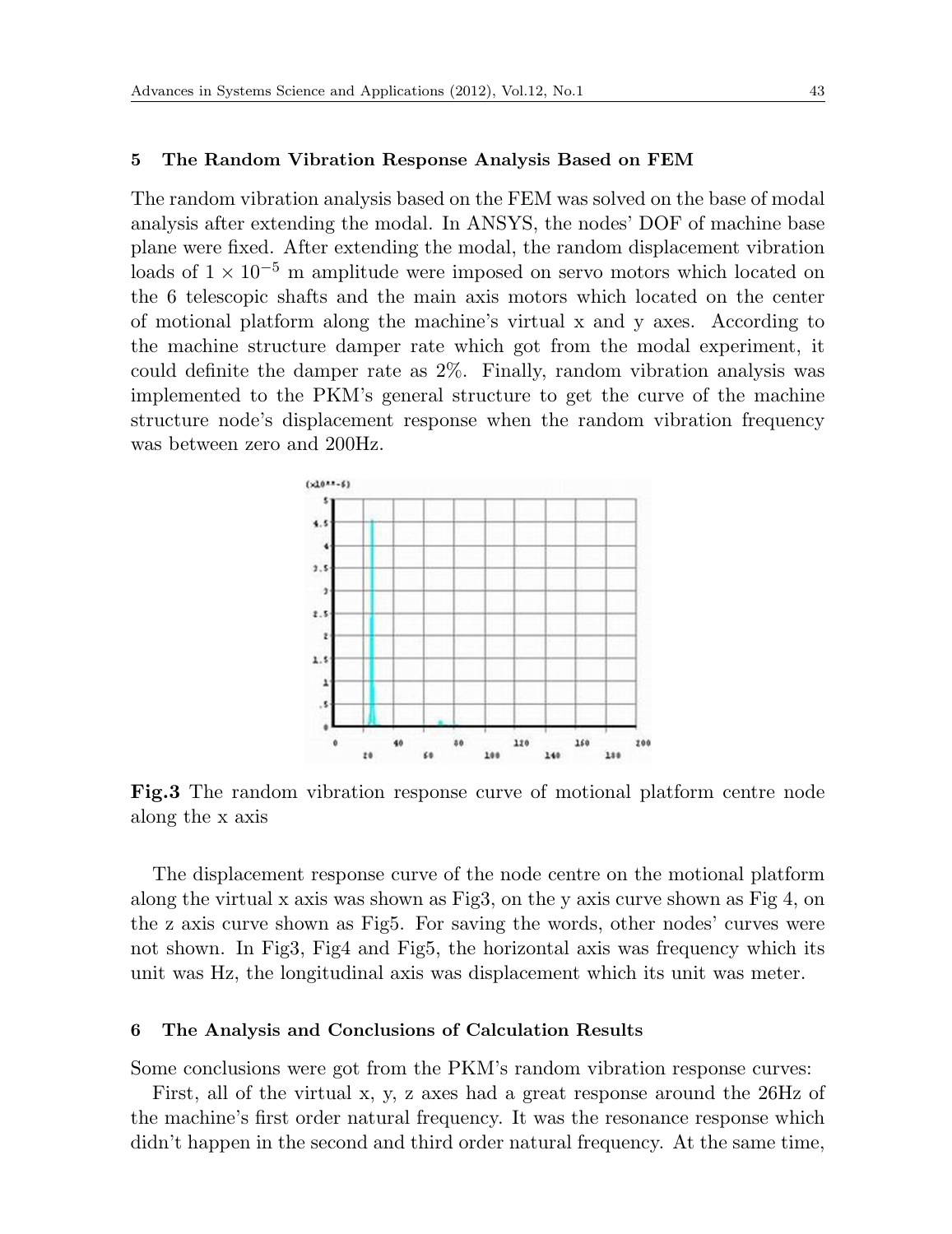## 5 The Random Vibration Response Analysis Based on FEM

The random vibration analysis based on the FEM was solved on the base of modal analysis after extending the modal. In ANSYS, the nodes' DOF of machine base plane were fixed. After extending the modal, the random displacement vibration loads of $1 \times 10^{-5}$ m amplitude were imposed on servo motors which located on the 6 telescopic shafts and the main axis motors which located on the center of motional platform along the machine's virtual x and y axes. According to the machine structure damper rate which got from the modal experiment, it could definite the damper rate as 2%. Finally, random vibration analysis was implemented to the PKM's general structure to get the curve of the machine structure node's displacement response when the random vibration frequency was between zero and 200Hz.

**Fig.3** The random vibration response curve of motional platform centre node along the x axis

The displacement response curve of the node centre on the motional platform along the virtual x axis was shown as Fig3, on the y axis curve shown as Fig 4, on the z axis curve shown as Fig5. For saving the words, other nodes' curves were not shown. In Fig3, Fig4 and Fig5, the horizontal axis was frequency which its unit was Hz, the longitudinal axis was displacement which its unit was meter.

## 6 The Analysis and Conclusions of Calculation Results

Some conclusions were got from the PKM's random vibration response curves:

First, all of the virtual x, y, z axes had a great response around the 26Hz of the machine's first order natural frequency. It was the resonance response which didn't happen in the second and third order natural frequency. At the same time,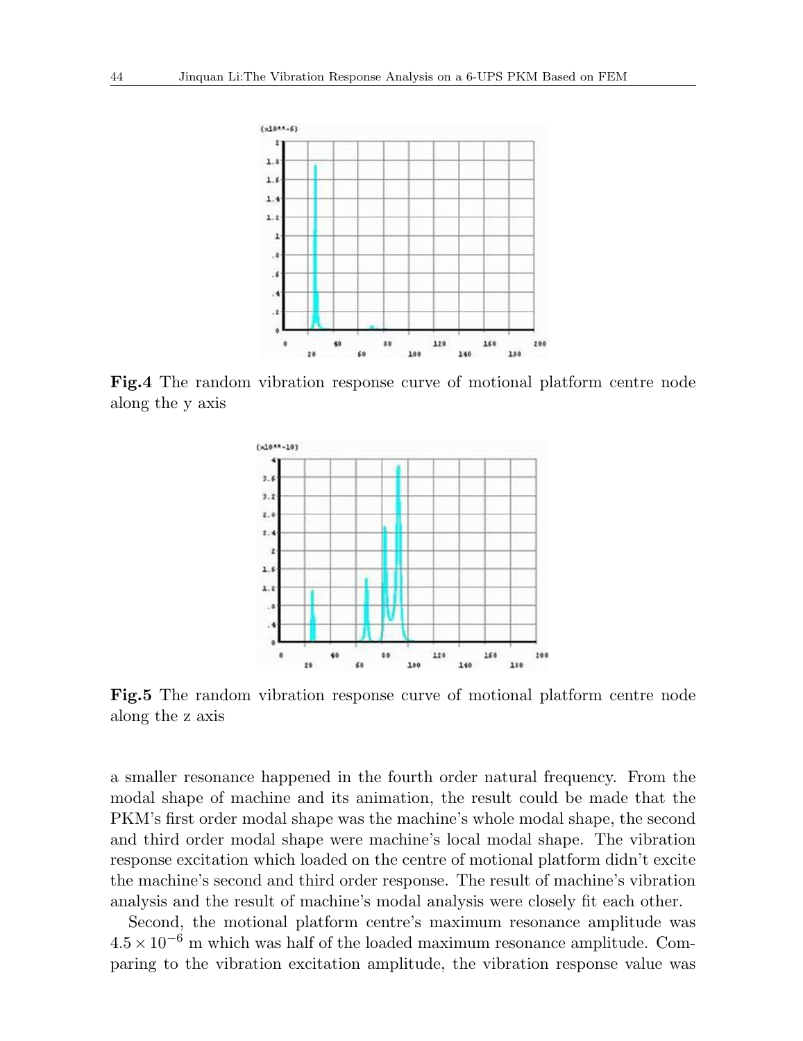**Fig.4** The random vibration response curve of motional platform centre node along the y axis

**Fig.5** The random vibration response curve of motional platform centre node along the z axis

a smaller resonance happened in the fourth order natural frequency. From the modal shape of machine and its animation, the result could be made that the PKM's first order modal shape was the machine's whole modal shape, the second and third order modal shape were machine's local modal shape. The vibration response excitation which loaded on the centre of motional platform didn't excite the machine's second and third order response. The result of machine's vibration analysis and the result of machine's modal analysis were closely fit each other.

Second, the motional platform centre's maximum resonance amplitude was $4.5 \times 10^{-6}$ m which was half of the loaded maximum resonance amplitude. Comparing to the vibration excitation amplitude, the vibration response value was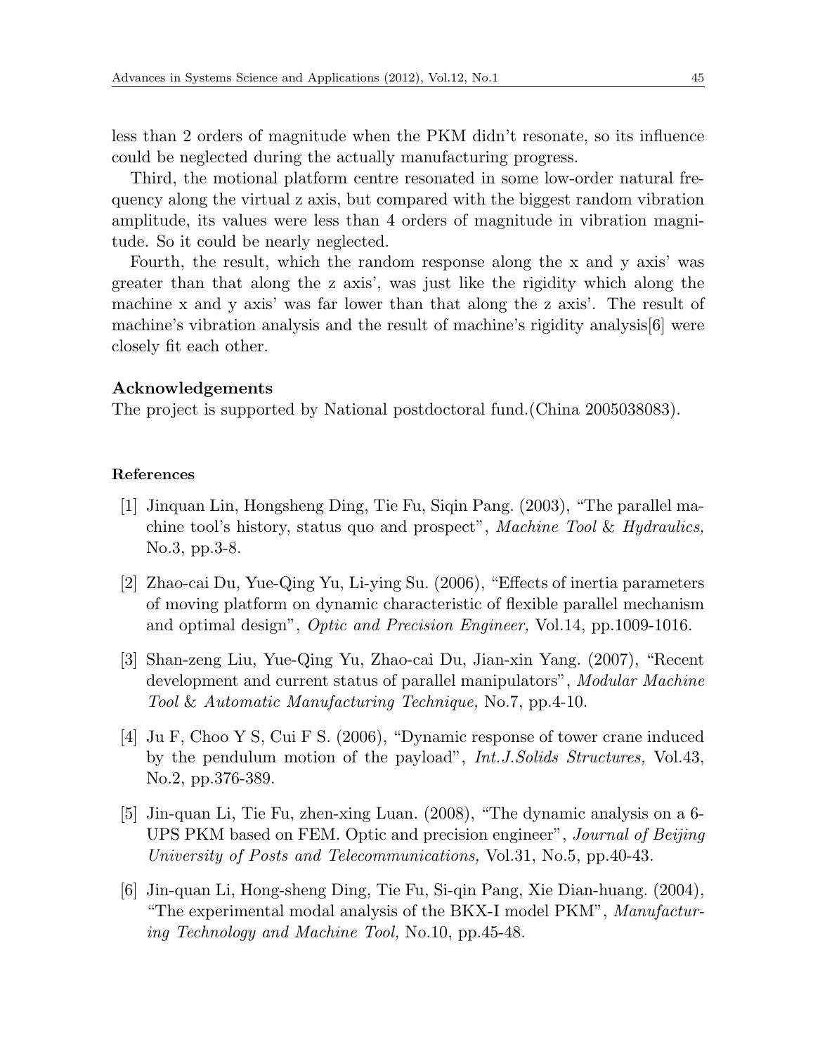less than 2 orders of magnitude when the PKM didn't resonate, so its influence could be neglected during the actually manufacturing progress.

Third, the motional platform centre resonated in some low-order natural frequency along the virtual z axis, but compared with the biggest random vibration amplitude, its values were less than 4 orders of magnitude in vibration magnitude. So it could be nearly neglected.

Fourth, the result, which the random response along the x and y axis' was greater than that along the z axis', was just like the rigidity which along the machine x and y axis' was far lower than that along the z axis'. The result of machine's vibration analysis and the result of machine's rigidity analysis[6] were closely fit each other.

**Acknowledgements**

The project is supported by National postdoctoral fund.(China 2005038083).

#### References

[1] Jinquan Lin, Hongsheng Ding, Tie Fu, Siqin Pang. (2003), "The parallel machine tool's history, status quo and prospect", *Machine Tool & Hydraulics,* No.3, pp.3-8.

[2] Zhao-cai Du, Yue-Qing Yu, Li-ying Su. (2006), "Effects of inertia parameters of moving platform on dynamic characteristic of flexible parallel mechanism and optimal design", *Optic and Precision Engineer,* Vol.14, pp.1009-1016.

[3] Shan-zeng Liu, Yue-Qing Yu, Zhao-cai Du, Jian-xin Yang. (2007), "Recent development and current status of parallel manipulators", *Modular Machine Tool & Automatic Manufacturing Technique,* No.7, pp.4-10.

[4] Ju F, Choo Y S, Cui F S. (2006), "Dynamic response of tower crane induced by the pendulum motion of the payload", *Int.J.Solids Structures,* Vol.43, No.2, pp.376-389.

[5] Jin-quan Li, Tie Fu, zhen-xing Luan. (2008), "The dynamic analysis on a 6-UPS PKM based on FEM. Optic and precision engineer", *Journal of Beijing University of Posts and Telecommunications,* Vol.31, No.5, pp.40-43.

[6] Jin-quan Li, Hong-sheng Ding, Tie Fu, Si-qin Pang, Xie Dian-huang. (2004), "The experimental modal analysis of the BKX-I model PKM", *Manufacturing Technology and Machine Tool,* No.10, pp.45-48.